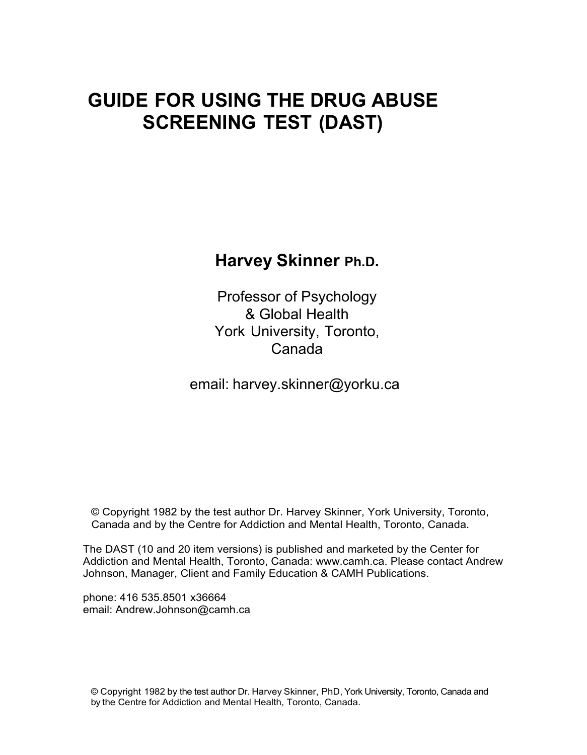# GUIDE FOR USING THE DRUG ABUSE SCREENING TEST (DAST)

**Harvey Skinner Ph.D.**

Professor of Psychology
& Global Health
York University, Toronto,
Canada

email: harvey.skinner@yorku.ca

© Copyright 1982 by the test author Dr. Harvey Skinner, York University, Toronto, Canada and by the Centre for Addiction and Mental Health, Toronto, Canada.

The DAST (10 and 20 item versions) is published and marketed by the Center for Addiction and Mental Health, Toronto, Canada: www.camh.ca. Please contact Andrew Johnson, Manager, Client and Family Education & CAMH Publications.

phone: 416 535.8501 x36664
email: Andrew.Johnson@camh.ca

© Copyright 1982 by the test author Dr. Harvey Skinner, PhD, York University, Toronto, Canada and by the Centre for Addiction and Mental Health, Toronto, Canada.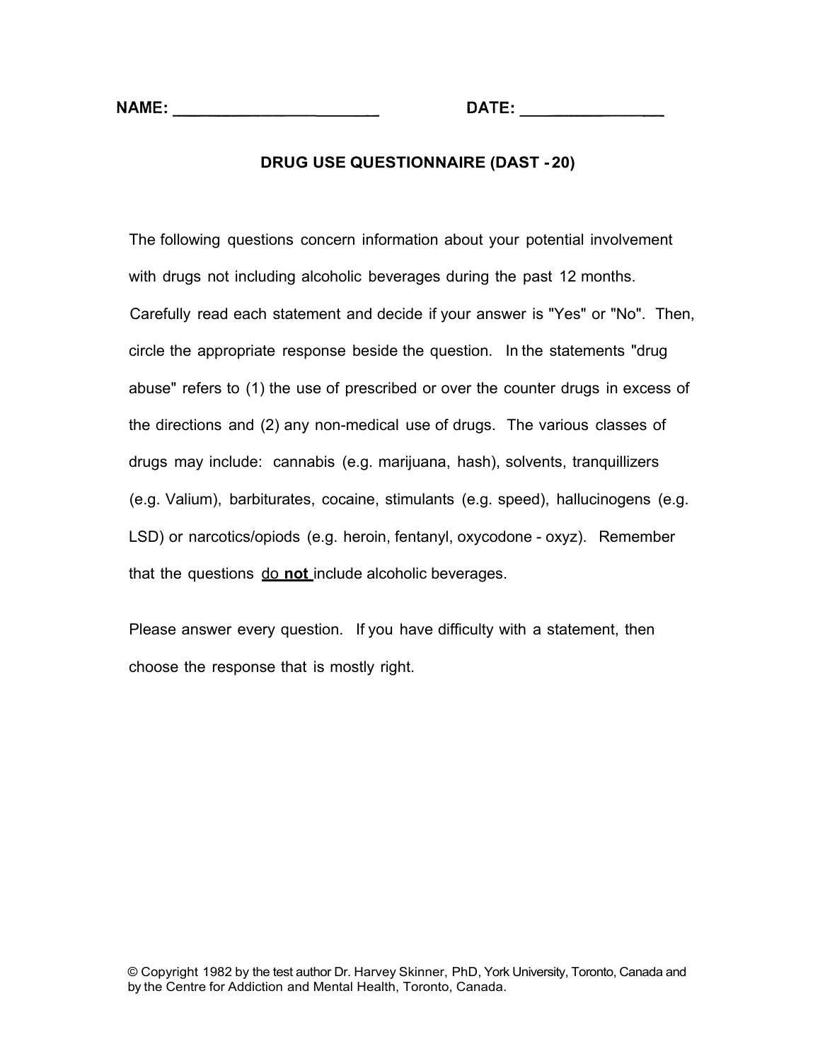NAME: ______________________ DATE: ________________

## DRUG USE QUESTIONNAIRE (DAST - 20)

The following questions concern information about your potential involvement with drugs not including alcoholic beverages during the past 12 months. Carefully read each statement and decide if your answer is "Yes" or "No". Then, circle the appropriate response beside the question. In the statements "drug abuse" refers to (1) the use of prescribed or over the counter drugs in excess of the directions and (2) any non-medical use of drugs. The various classes of drugs may include: cannabis (e.g. marijuana, hash), solvents, tranquillizers (e.g. Valium), barbiturates, cocaine, stimulants (e.g. speed), hallucinogens (e.g. LSD) or narcotics/opiods (e.g. heroin, fentanyl, oxycodone - oxyz). Remember that the questions do **not** include alcoholic beverages.

Please answer every question. If you have difficulty with a statement, then choose the response that is mostly right.

© Copyright 1982 by the test author Dr. Harvey Skinner, PhD, York University, Toronto, Canada and by the Centre for Addiction and Mental Health, Toronto, Canada.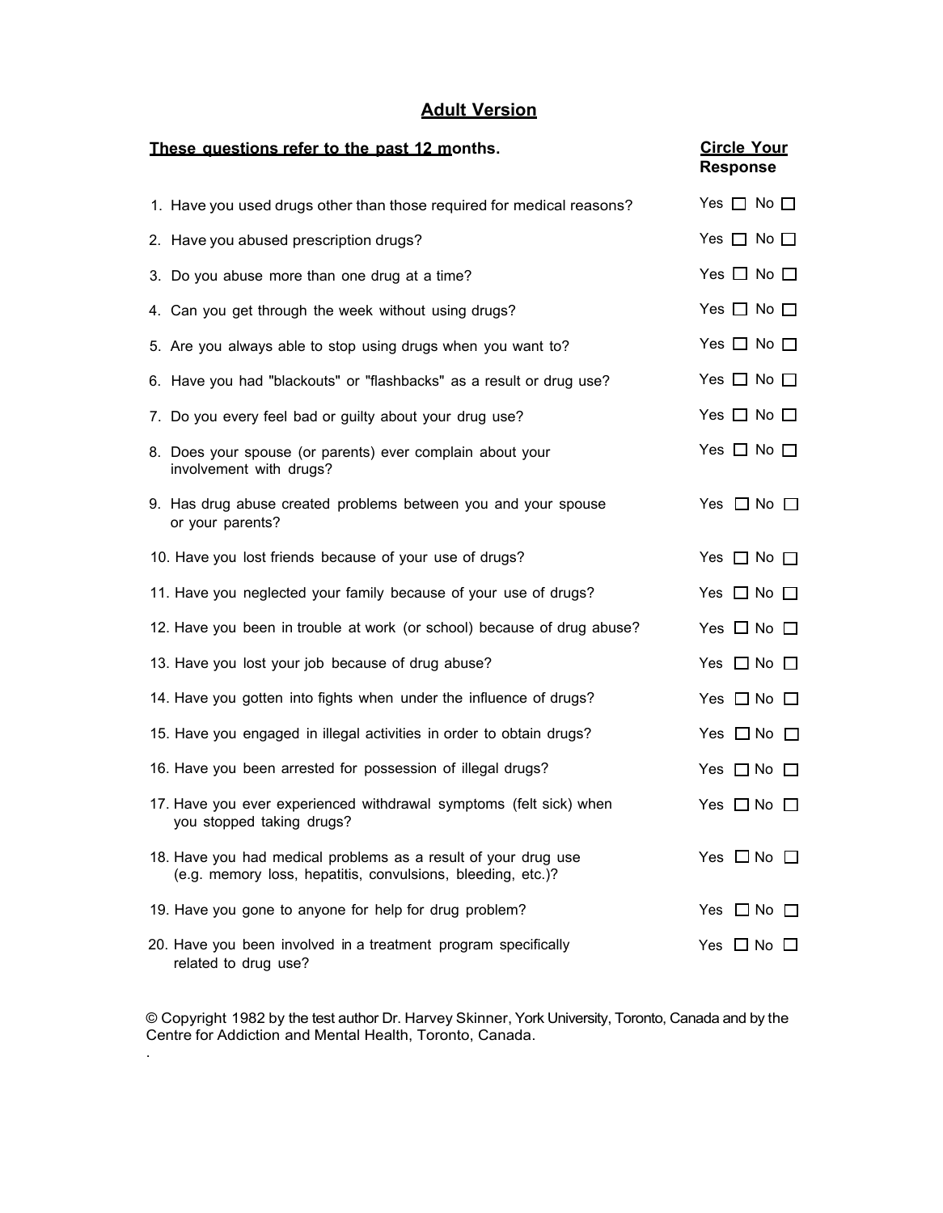## Adult Version

| **These questions refer to the past 12 months.** | **Circle Your Response** |
|---|---|
| 1. Have you used drugs other than those required for medical reasons? | Yes ☐ No ☐ |
| 2. Have you abused prescription drugs? | Yes ☐ No ☐ |
| 3. Do you abuse more than one drug at a time? | Yes ☐ No ☐ |
| 4. Can you get through the week without using drugs? | Yes ☐ No ☐ |
| 5. Are you always able to stop using drugs when you want to? | Yes ☐ No ☐ |
| 6. Have you had "blackouts" or "flashbacks" as a result or drug use? | Yes ☐ No ☐ |
| 7. Do you every feel bad or guilty about your drug use? | Yes ☐ No ☐ |
| 8. Does your spouse (or parents) ever complain about your involvement with drugs? | Yes ☐ No ☐ |
| 9. Has drug abuse created problems between you and your spouse or your parents? | Yes ☐ No ☐ |
| 10. Have you lost friends because of your use of drugs? | Yes ☐ No ☐ |
| 11. Have you neglected your family because of your use of drugs? | Yes ☐ No ☐ |
| 12. Have you been in trouble at work (or school) because of drug abuse? | Yes ☐ No ☐ |
| 13. Have you lost your job because of drug abuse? | Yes ☐ No ☐ |
| 14. Have you gotten into fights when under the influence of drugs? | Yes ☐ No ☐ |
| 15. Have you engaged in illegal activities in order to obtain drugs? | Yes ☐ No ☐ |
| 16. Have you been arrested for possession of illegal drugs? | Yes ☐ No ☐ |
| 17. Have you ever experienced withdrawal symptoms (felt sick) when you stopped taking drugs? | Yes ☐ No ☐ |
| 18. Have you had medical problems as a result of your drug use (e.g. memory loss, hepatitis, convulsions, bleeding, etc.)? | Yes ☐ No ☐ |
| 19. Have you gone to anyone for help for drug problem? | Yes ☐ No ☐ |
| 20. Have you been involved in a treatment program specifically related to drug use? | Yes ☐ No ☐ |

© Copyright 1982 by the test author Dr. Harvey Skinner, York University, Toronto, Canada and by the Centre for Addiction and Mental Health, Toronto, Canada.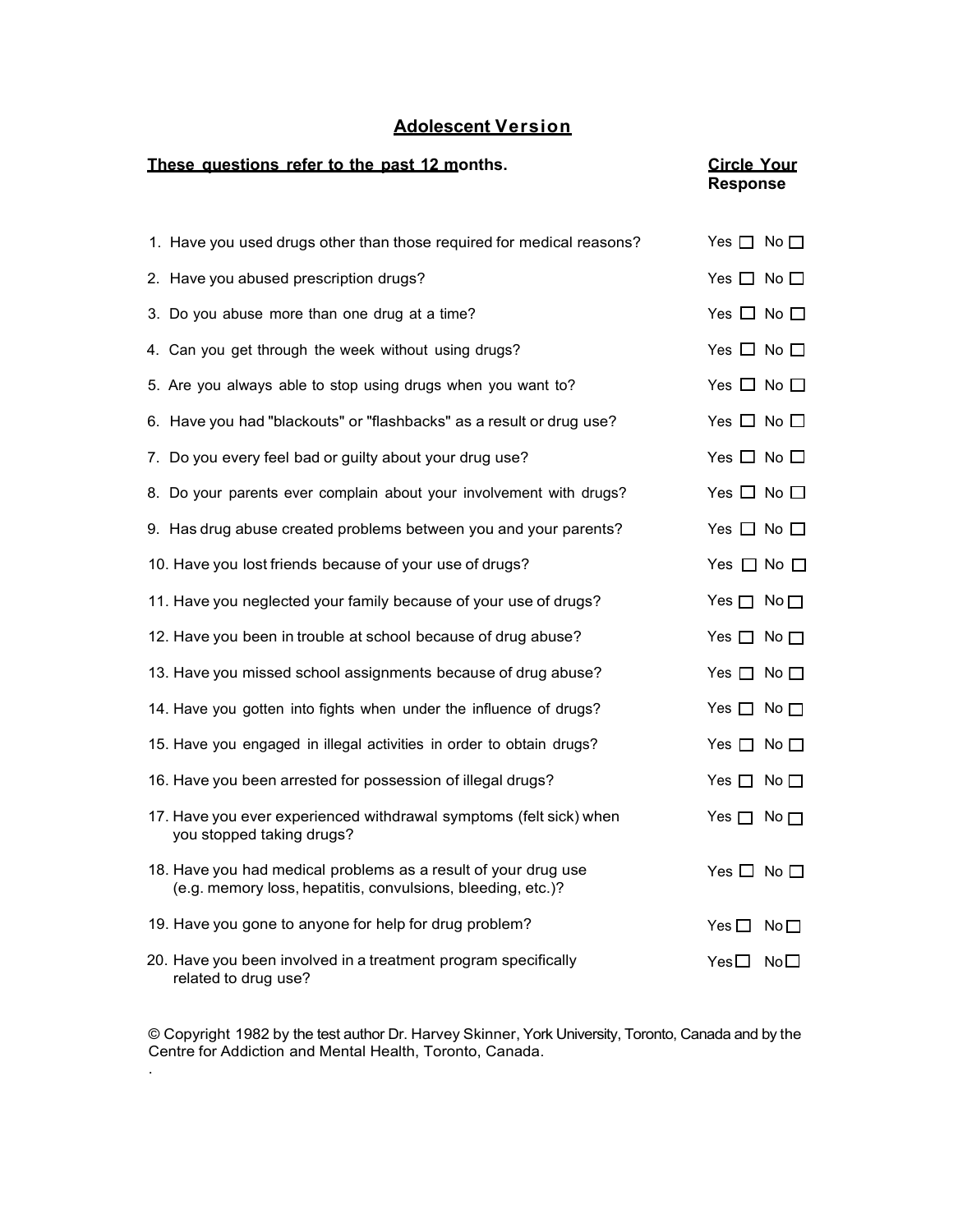## Adolescent Version

| **These questions refer to the past 12 months.** | **Circle Your Response** |
| --- | --- |
| 1. Have you used drugs other than those required for medical reasons? | Yes ☐ No ☐ |
| 2. Have you abused prescription drugs? | Yes ☐ No ☐ |
| 3. Do you abuse more than one drug at a time? | Yes ☐ No ☐ |
| 4. Can you get through the week without using drugs? | Yes ☐ No ☐ |
| 5. Are you always able to stop using drugs when you want to? | Yes ☐ No ☐ |
| 6. Have you had "blackouts" or "flashbacks" as a result or drug use? | Yes ☐ No ☐ |
| 7. Do you every feel bad or guilty about your drug use? | Yes ☐ No ☐ |
| 8. Do your parents ever complain about your involvement with drugs? | Yes ☐ No ☐ |
| 9. Has drug abuse created problems between you and your parents? | Yes ☐ No ☐ |
| 10. Have you lost friends because of your use of drugs? | Yes ☐ No ☐ |
| 11. Have you neglected your family because of your use of drugs? | Yes ☐ No ☐ |
| 12. Have you been in trouble at school because of drug abuse? | Yes ☐ No ☐ |
| 13. Have you missed school assignments because of drug abuse? | Yes ☐ No ☐ |
| 14. Have you gotten into fights when under the influence of drugs? | Yes ☐ No ☐ |
| 15. Have you engaged in illegal activities in order to obtain drugs? | Yes ☐ No ☐ |
| 16. Have you been arrested for possession of illegal drugs? | Yes ☐ No ☐ |
| 17. Have you ever experienced withdrawal symptoms (felt sick) when you stopped taking drugs? | Yes ☐ No ☐ |
| 18. Have you had medical problems as a result of your drug use (e.g. memory loss, hepatitis, convulsions, bleeding, etc.)? | Yes ☐ No ☐ |
| 19. Have you gone to anyone for help for drug problem? | Yes ☐ No ☐ |
| 20. Have you been involved in a treatment program specifically related to drug use? | Yes ☐ No ☐ |

© Copyright 1982 by the test author Dr. Harvey Skinner, York University, Toronto, Canada and by the Centre for Addiction and Mental Health, Toronto, Canada.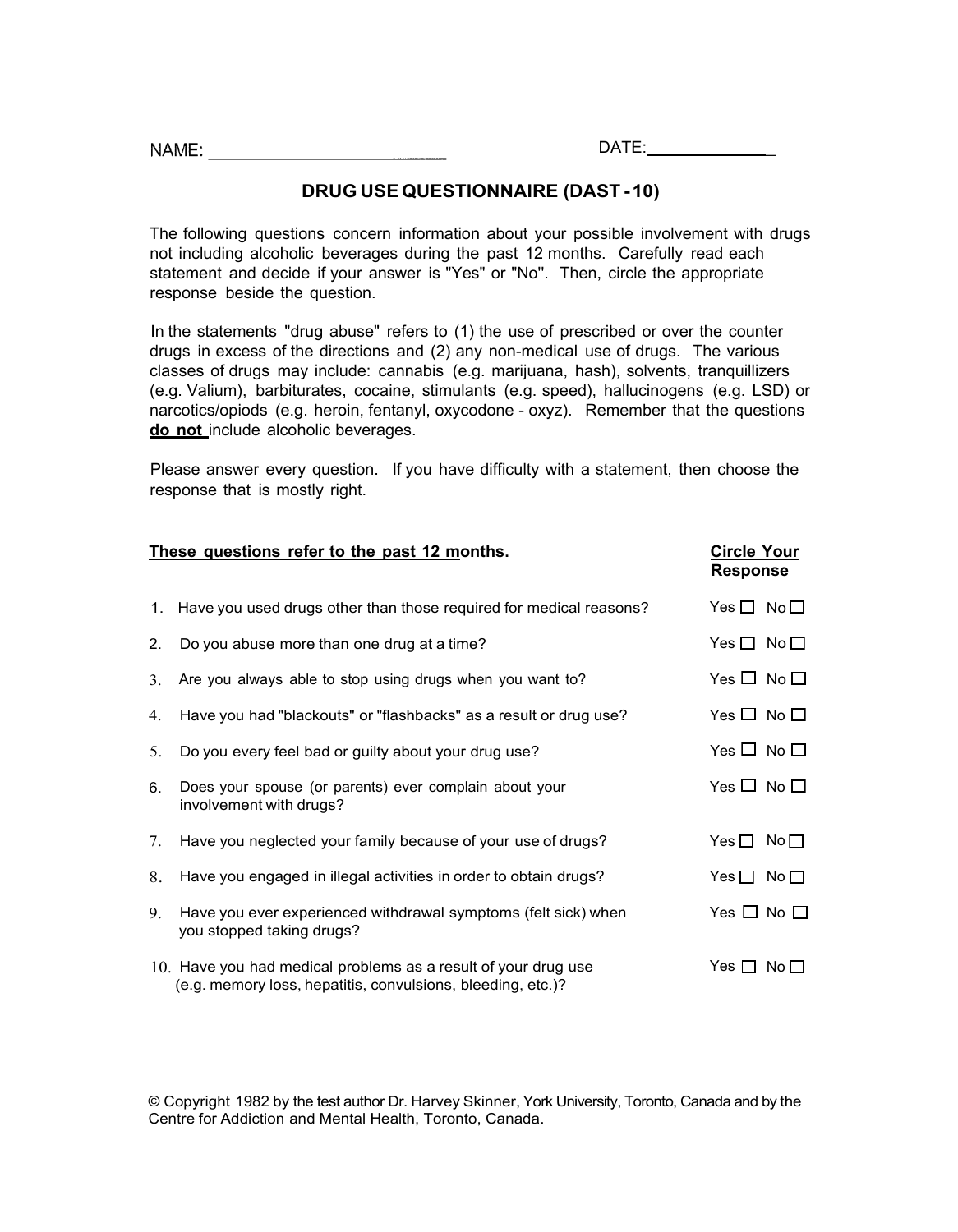NAME: ______________________ DATE: ____________

## DRUG USE QUESTIONNAIRE (DAST - 10)

The following questions concern information about your possible involvement with drugs not including alcoholic beverages during the past 12 months. Carefully read each statement and decide if your answer is "Yes" or "No". Then, circle the appropriate response beside the question.

In the statements "drug abuse" refers to (1) the use of prescribed or over the counter drugs in excess of the directions and (2) any non-medical use of drugs. The various classes of drugs may include: cannabis (e.g. marijuana, hash), solvents, tranquillizers (e.g. Valium), barbiturates, cocaine, stimulants (e.g. speed), hallucinogens (e.g. LSD) or narcotics/opiods (e.g. heroin, fentanyl, oxycodone - oxyz). Remember that the questions **do not** include alcoholic beverages.

Please answer every question. If you have difficulty with a statement, then choose the response that is mostly right.

| **These questions refer to the past 12 months.** | **Circle Your Response** |
|---|---|
| 1. Have you used drugs other than those required for medical reasons? | Yes ☐ No ☐ |
| 2. Do you abuse more than one drug at a time? | Yes ☐ No ☐ |
| 3. Are you always able to stop using drugs when you want to? | Yes ☐ No ☐ |
| 4. Have you had "blackouts" or "flashbacks" as a result or drug use? | Yes ☐ No ☐ |
| 5. Do you every feel bad or guilty about your drug use? | Yes ☐ No ☐ |
| 6. Does your spouse (or parents) ever complain about your involvement with drugs? | Yes ☐ No ☐ |
| 7. Have you neglected your family because of your use of drugs? | Yes ☐ No ☐ |
| 8. Have you engaged in illegal activities in order to obtain drugs? | Yes ☐ No ☐ |
| 9. Have you ever experienced withdrawal symptoms (felt sick) when you stopped taking drugs? | Yes ☐ No ☐ |
| 10. Have you had medical problems as a result of your drug use (e.g. memory loss, hepatitis, convulsions, bleeding, etc.)? | Yes ☐ No ☐ |

© Copyright 1982 by the test author Dr. Harvey Skinner, York University, Toronto, Canada and by the Centre for Addiction and Mental Health, Toronto, Canada.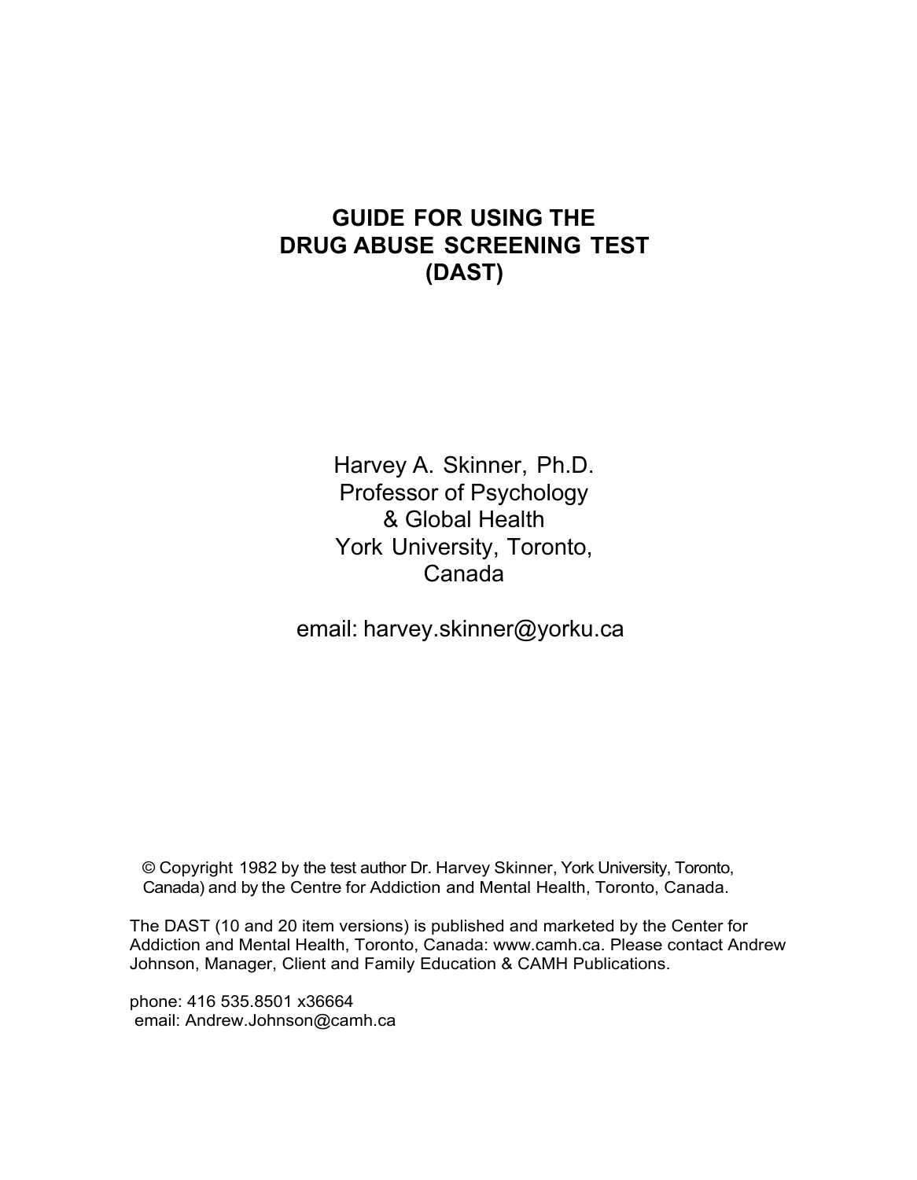# GUIDE FOR USING THE DRUG ABUSE SCREENING TEST (DAST)

Harvey A. Skinner, Ph.D.
Professor of Psychology
& Global Health
York University, Toronto,
Canada

email: harvey.skinner@yorku.ca

© Copyright 1982 by the test author Dr. Harvey Skinner, York University, Toronto, Canada) and by the Centre for Addiction and Mental Health, Toronto, Canada.

The DAST (10 and 20 item versions) is published and marketed by the Center for Addiction and Mental Health, Toronto, Canada: www.camh.ca. Please contact Andrew Johnson, Manager, Client and Family Education & CAMH Publications.

phone: 416 535.8501 x36664
email: Andrew.Johnson@camh.ca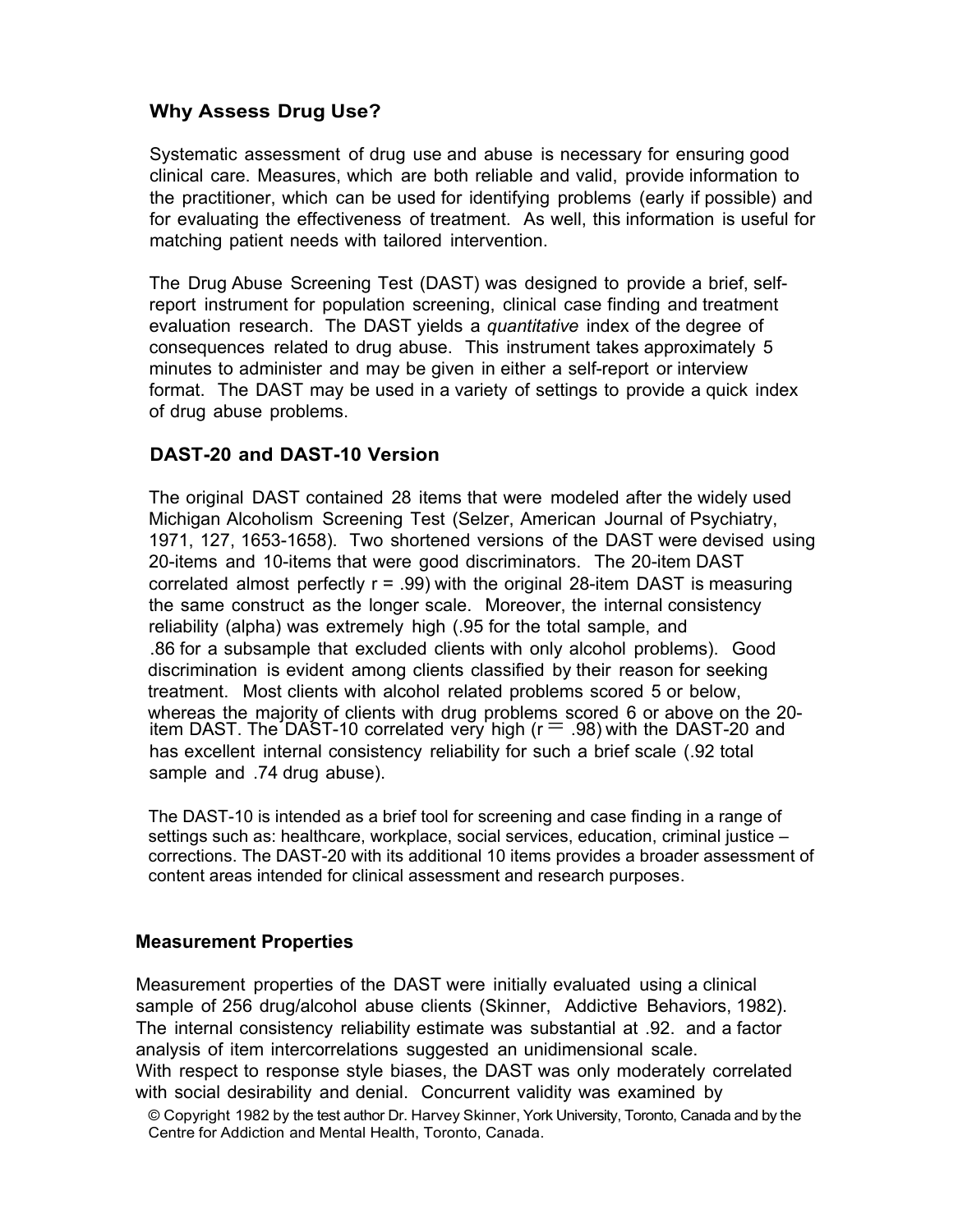## Why Assess Drug Use?

Systematic assessment of drug use and abuse is necessary for ensuring good clinical care. Measures, which are both reliable and valid, provide information to the practitioner, which can be used for identifying problems (early if possible) and for evaluating the effectiveness of treatment. As well, this information is useful for matching patient needs with tailored intervention.

The Drug Abuse Screening Test (DAST) was designed to provide a brief, self-report instrument for population screening, clinical case finding and treatment evaluation research. The DAST yields a *quantitative* index of the degree of consequences related to drug abuse. This instrument takes approximately 5 minutes to administer and may be given in either a self-report or interview format. The DAST may be used in a variety of settings to provide a quick index of drug abuse problems.

## DAST-20 and DAST-10 Version

The original DAST contained 28 items that were modeled after the widely used Michigan Alcoholism Screening Test (Selzer, American Journal of Psychiatry, 1971, 127, 1653-1658). Two shortened versions of the DAST were devised using 20-items and 10-items that were good discriminators. The 20-item DAST correlated almost perfectly r = .99) with the original 28-item DAST is measuring the same construct as the longer scale. Moreover, the internal consistency reliability (alpha) was extremely high (.95 for the total sample, and .86 for a subsample that excluded clients with only alcohol problems). Good discrimination is evident among clients classified by their reason for seeking treatment. Most clients with alcohol related problems scored 5 or below, whereas the majority of clients with drug problems scored 6 or above on the 20-item DAST. The DAST-10 correlated very high (r = .98) with the DAST-20 and has excellent internal consistency reliability for such a brief scale (.92 total sample and .74 drug abuse).

The DAST-10 is intended as a brief tool for screening and case finding in a range of settings such as: healthcare, workplace, social services, education, criminal justice – corrections. The DAST-20 with its additional 10 items provides a broader assessment of content areas intended for clinical assessment and research purposes.

## Measurement Properties

Measurement properties of the DAST were initially evaluated using a clinical sample of 256 drug/alcohol abuse clients (Skinner, Addictive Behaviors, 1982). The internal consistency reliability estimate was substantial at .92. and a factor analysis of item intercorrelations suggested an unidimensional scale. With respect to response style biases, the DAST was only moderately correlated with social desirability and denial. Concurrent validity was examined by

© Copyright 1982 by the test author Dr. Harvey Skinner, York University, Toronto, Canada and by the Centre for Addiction and Mental Health, Toronto, Canada.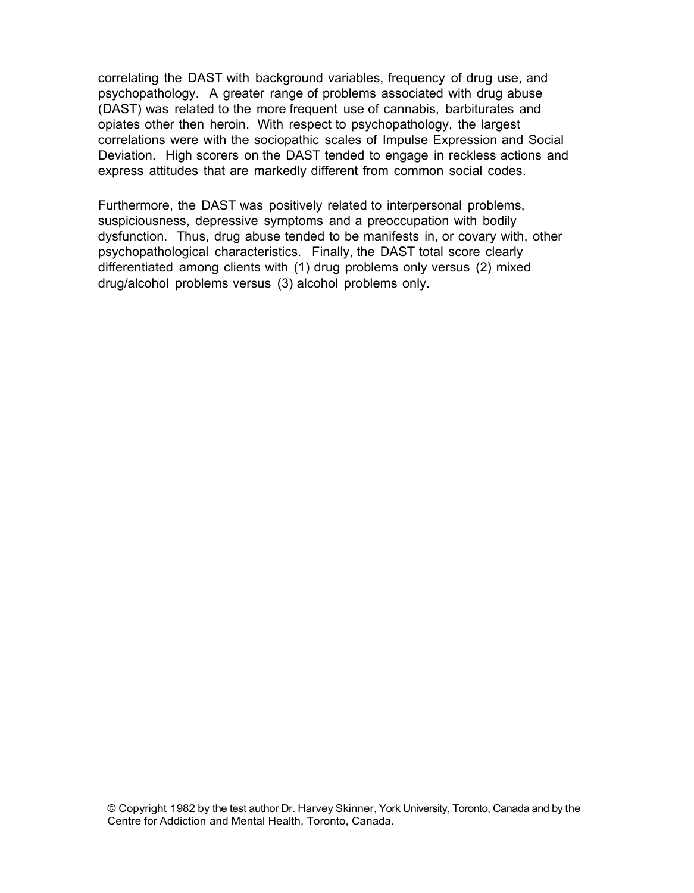correlating the DAST with background variables, frequency of drug use, and psychopathology. A greater range of problems associated with drug abuse (DAST) was related to the more frequent use of cannabis, barbiturates and opiates other then heroin. With respect to psychopathology, the largest correlations were with the sociopathic scales of Impulse Expression and Social Deviation. High scorers on the DAST tended to engage in reckless actions and express attitudes that are markedly different from common social codes.

Furthermore, the DAST was positively related to interpersonal problems, suspiciousness, depressive symptoms and a preoccupation with bodily dysfunction. Thus, drug abuse tended to be manifests in, or covary with, other psychopathological characteristics. Finally, the DAST total score clearly differentiated among clients with (1) drug problems only versus (2) mixed drug/alcohol problems versus (3) alcohol problems only.

© Copyright 1982 by the test author Dr. Harvey Skinner, York University, Toronto, Canada and by the Centre for Addiction and Mental Health, Toronto, Canada.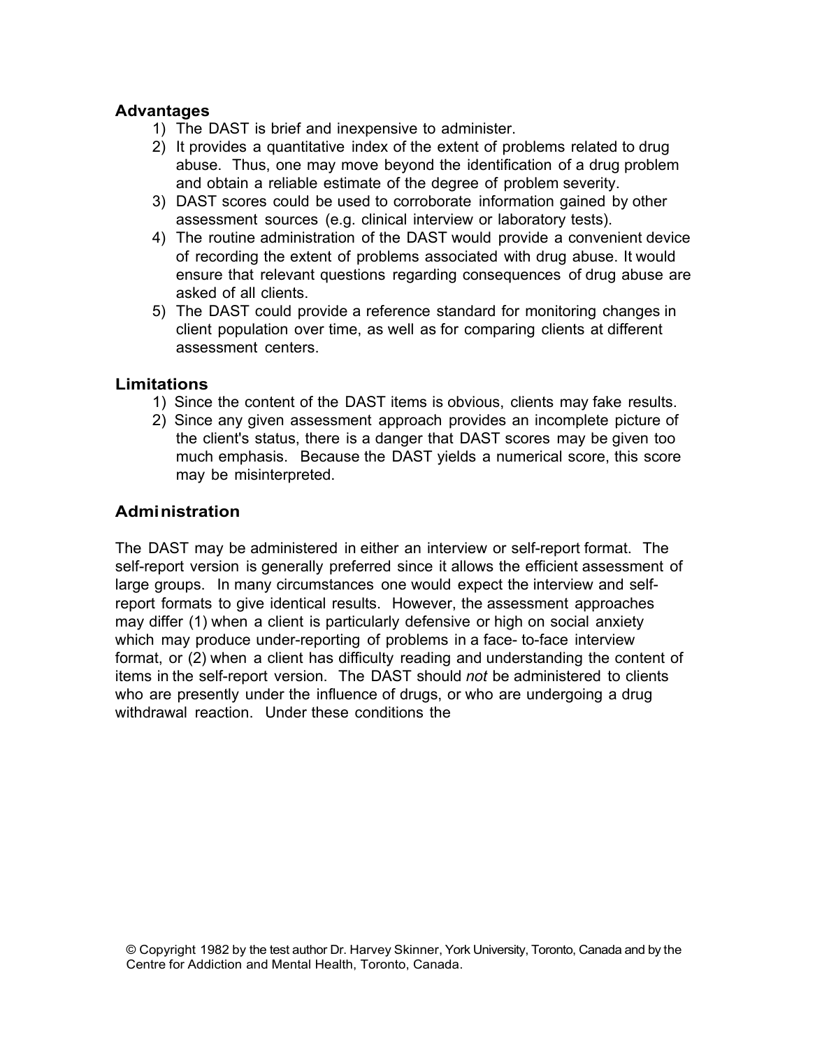## Advantages

1) The DAST is brief and inexpensive to administer.
2) It provides a quantitative index of the extent of problems related to drug abuse. Thus, one may move beyond the identification of a drug problem and obtain a reliable estimate of the degree of problem severity.
3) DAST scores could be used to corroborate information gained by other assessment sources (e.g. clinical interview or laboratory tests).
4) The routine administration of the DAST would provide a convenient device of recording the extent of problems associated with drug abuse. It would ensure that relevant questions regarding consequences of drug abuse are asked of all clients.
5) The DAST could provide a reference standard for monitoring changes in client population over time, as well as for comparing clients at different assessment centers.

## Limitations

1) Since the content of the DAST items is obvious, clients may fake results.
2) Since any given assessment approach provides an incomplete picture of the client's status, there is a danger that DAST scores may be given too much emphasis. Because the DAST yields a numerical score, this score may be misinterpreted.

## Administration

The DAST may be administered in either an interview or self-report format. The self-report version is generally preferred since it allows the efficient assessment of large groups. In many circumstances one would expect the interview and self-report formats to give identical results. However, the assessment approaches may differ (1) when a client is particularly defensive or high on social anxiety which may produce under-reporting of problems in a face- to-face interview format, or (2) when a client has difficulty reading and understanding the content of items in the self-report version. The DAST should *not* be administered to clients who are presently under the influence of drugs, or who are undergoing a drug withdrawal reaction. Under these conditions the

© Copyright 1982 by the test author Dr. Harvey Skinner, York University, Toronto, Canada and by the Centre for Addiction and Mental Health, Toronto, Canada.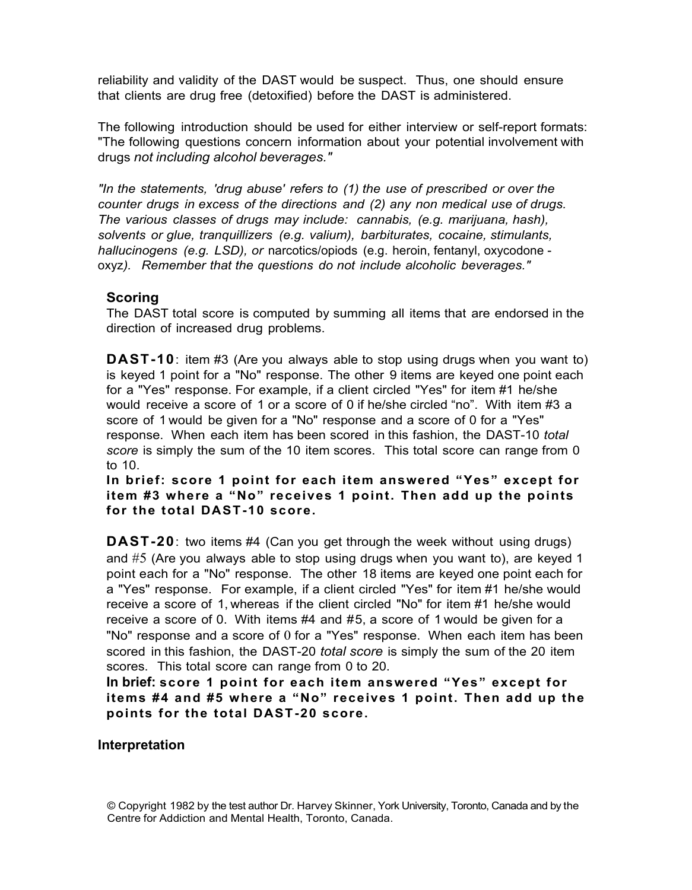reliability and validity of the DAST would be suspect. Thus, one should ensure that clients are drug free (detoxified) before the DAST is administered.

The following introduction should be used for either interview or self-report formats: "The following questions concern information about your potential involvement with drugs *not including alcohol beverages."*

*"In the statements, 'drug abuse' refers to (1) the use of prescribed or over the counter drugs in excess of the directions and (2) any non medical use of drugs. The various classes of drugs may include: cannabis, (e.g. marijuana, hash), solvents or glue, tranquillizers (e.g. valium), barbiturates, cocaine, stimulants, hallucinogens (e.g. LSD), or* narcotics/opiods (e.g. heroin, fentanyl, oxycodone - oxyz*). Remember that the questions do not include alcoholic beverages."*

### Scoring

The DAST total score is computed by summing all items that are endorsed in the direction of increased drug problems.

**DAST-10**: item #3 (Are you always able to stop using drugs when you want to) is keyed 1 point for a "No" response. The other 9 items are keyed one point each for a "Yes" response. For example, if a client circled "Yes" for item #1 he/she would receive a score of 1 or a score of 0 if he/she circled "no". With item #3 a score of 1 would be given for a "No" response and a score of 0 for a "Yes" response. When each item has been scored in this fashion, the DAST-10 *total score* is simply the sum of the 10 item scores. This total score can range from 0 to 10.

**In brief: score 1 point for each item answered "Yes" except for item #3 where a "No" receives 1 point. Then add up the points for the total DAST-10 score.**

**DAST-20**: two items #4 (Can you get through the week without using drugs) and #5 (Are you always able to stop using drugs when you want to), are keyed 1 point each for a "No" response. The other 18 items are keyed one point each for a "Yes" response. For example, if a client circled "Yes" for item #1 he/she would receive a score of 1, whereas if the client circled "No" for item #1 he/she would receive a score of 0. With items #4 and #5, a score of 1 would be given for a "No" response and a score of 0 for a "Yes" response. When each item has been scored in this fashion, the DAST-20 *total score* is simply the sum of the 20 item scores. This total score can range from 0 to 20.

**In brief: score 1 point for each item answered "Yes" except for items #4 and #5 where a "No" receives 1 point. Then add up the points for the total DAST-20 score.**

### Interpretation

© Copyright 1982 by the test author Dr. Harvey Skinner, York University, Toronto, Canada and by the Centre for Addiction and Mental Health, Toronto, Canada.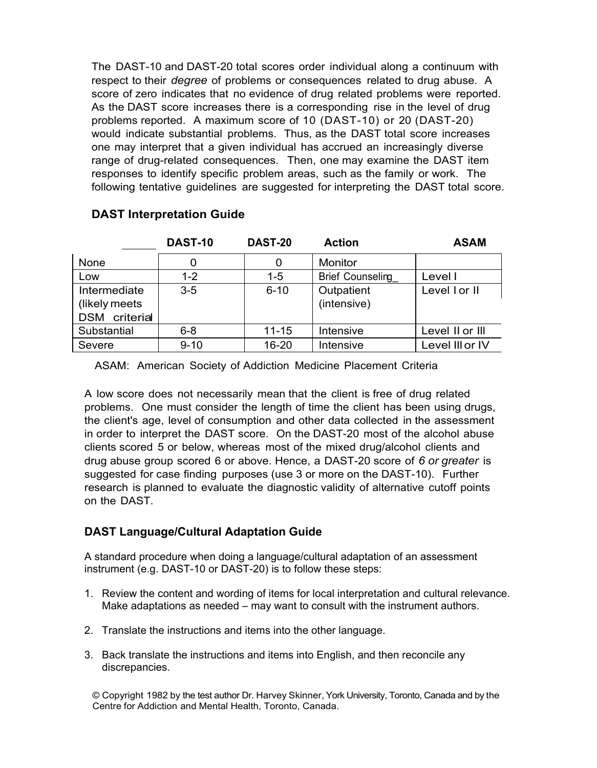The DAST-10 and DAST-20 total scores order individual along a continuum with respect to their *degree* of problems or consequences related to drug abuse. A score of zero indicates that no evidence of drug related problems were reported. As the DAST score increases there is a corresponding rise in the level of drug problems reported. A maximum score of 10 (DAST-10) or 20 (DAST-20) would indicate substantial problems. Thus, as the DAST total score increases one may interpret that a given individual has accrued an increasingly diverse range of drug-related consequences. Then, one may examine the DAST item responses to identify specific problem areas, such as the family or work. The following tentative guidelines are suggested for interpreting the DAST total score.

### DAST Interpretation Guide

| | DAST-10 | DAST-20 | Action | ASAM |
|---|---|---|---|---|
| None | 0 | 0 | Monitor | |
| Low | 1-2 | 1-5 | Brief Counseling_ | Level I |
| Intermediate (likely meets DSM criteria] | 3-5 | 6-10 | Outpatient (intensive) | Level I or II |
| Substantial | 6-8 | 11-15 | Intensive | Level II or III |
| Severe | 9-10 | 16-20 | Intensive | Level III or IV |

ASAM: American Society of Addiction Medicine Placement Criteria

A low score does not necessarily mean that the client is free of drug related problems. One must consider the length of time the client has been using drugs, the client's age, level of consumption and other data collected in the assessment in order to interpret the DAST score. On the DAST-20 most of the alcohol abuse clients scored 5 or below, whereas most of the mixed drug/alcohol clients and drug abuse group scored 6 or above. Hence, a DAST-20 score of *6 or greater* is suggested for case finding purposes (use 3 or more on the DAST-10). Further research is planned to evaluate the diagnostic validity of alternative cutoff points on the DAST.

### DAST Language/Cultural Adaptation Guide

A standard procedure when doing a language/cultural adaptation of an assessment instrument (e.g. DAST-10 or DAST-20) is to follow these steps:

1. Review the content and wording of items for local interpretation and cultural relevance. Make adaptations as needed – may want to consult with the instrument authors.
2. Translate the instructions and items into the other language.
3. Back translate the instructions and items into English, and then reconcile any discrepancies.

© Copyright 1982 by the test author Dr. Harvey Skinner, York University, Toronto, Canada and by the Centre for Addiction and Mental Health, Toronto, Canada.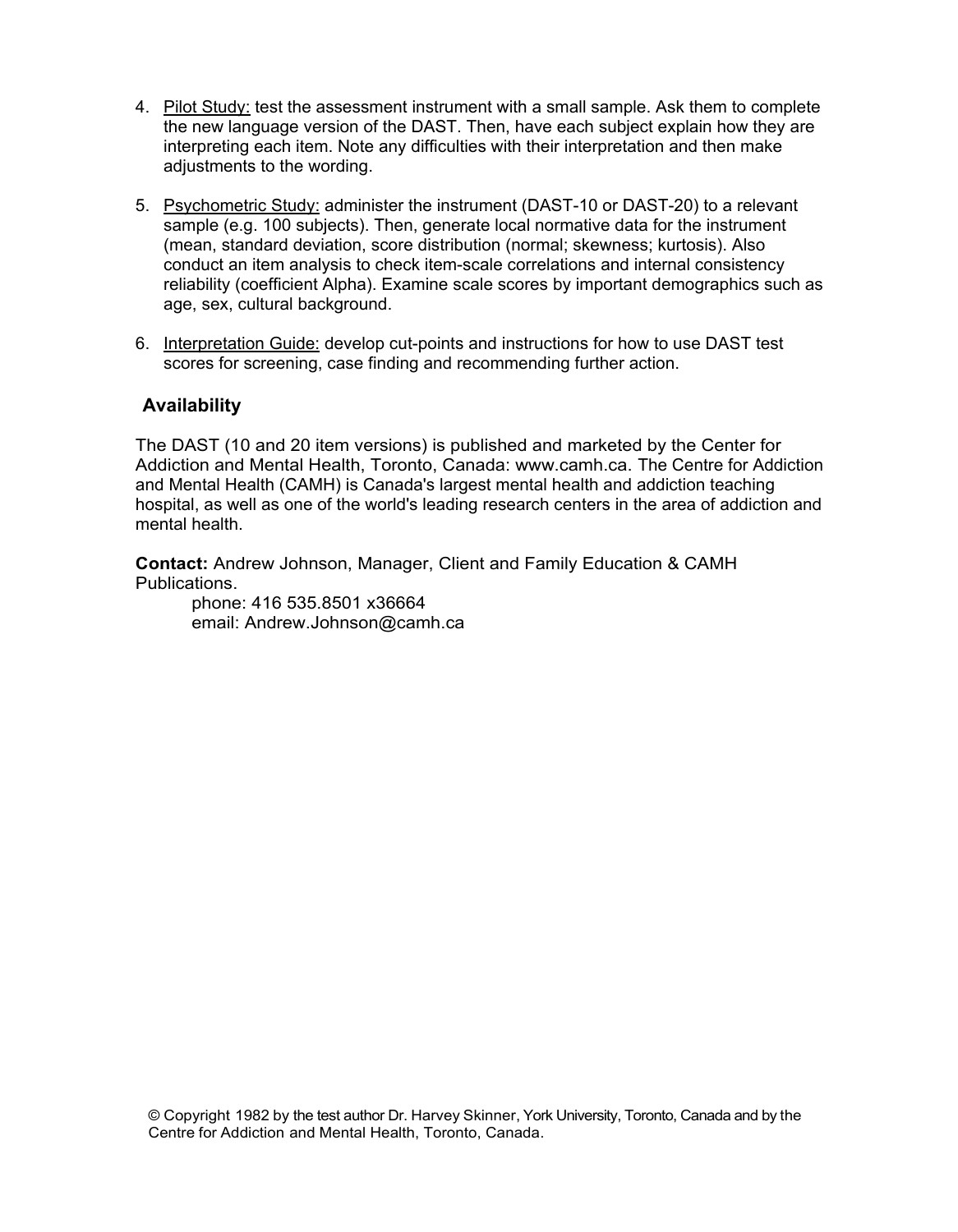4. Pilot Study: test the assessment instrument with a small sample. Ask them to complete the new language version of the DAST. Then, have each subject explain how they are interpreting each item. Note any difficulties with their interpretation and then make adjustments to the wording.

5. Psychometric Study: administer the instrument (DAST-10 or DAST-20) to a relevant sample (e.g. 100 subjects). Then, generate local normative data for the instrument (mean, standard deviation, score distribution (normal; skewness; kurtosis). Also conduct an item analysis to check item-scale correlations and internal consistency reliability (coefficient Alpha). Examine scale scores by important demographics such as age, sex, cultural background.

6. Interpretation Guide: develop cut-points and instructions for how to use DAST test scores for screening, case finding and recommending further action.

## Availability

The DAST (10 and 20 item versions) is published and marketed by the Center for Addiction and Mental Health, Toronto, Canada: www.camh.ca. The Centre for Addiction and Mental Health (CAMH) is Canada's largest mental health and addiction teaching hospital, as well as one of the world's leading research centers in the area of addiction and mental health.

**Contact:** Andrew Johnson, Manager, Client and Family Education & CAMH Publications.

phone: 416 535.8501 x36664
email: Andrew.Johnson@camh.ca

© Copyright 1982 by the test author Dr. Harvey Skinner, York University, Toronto, Canada and by the Centre for Addiction and Mental Health, Toronto, Canada.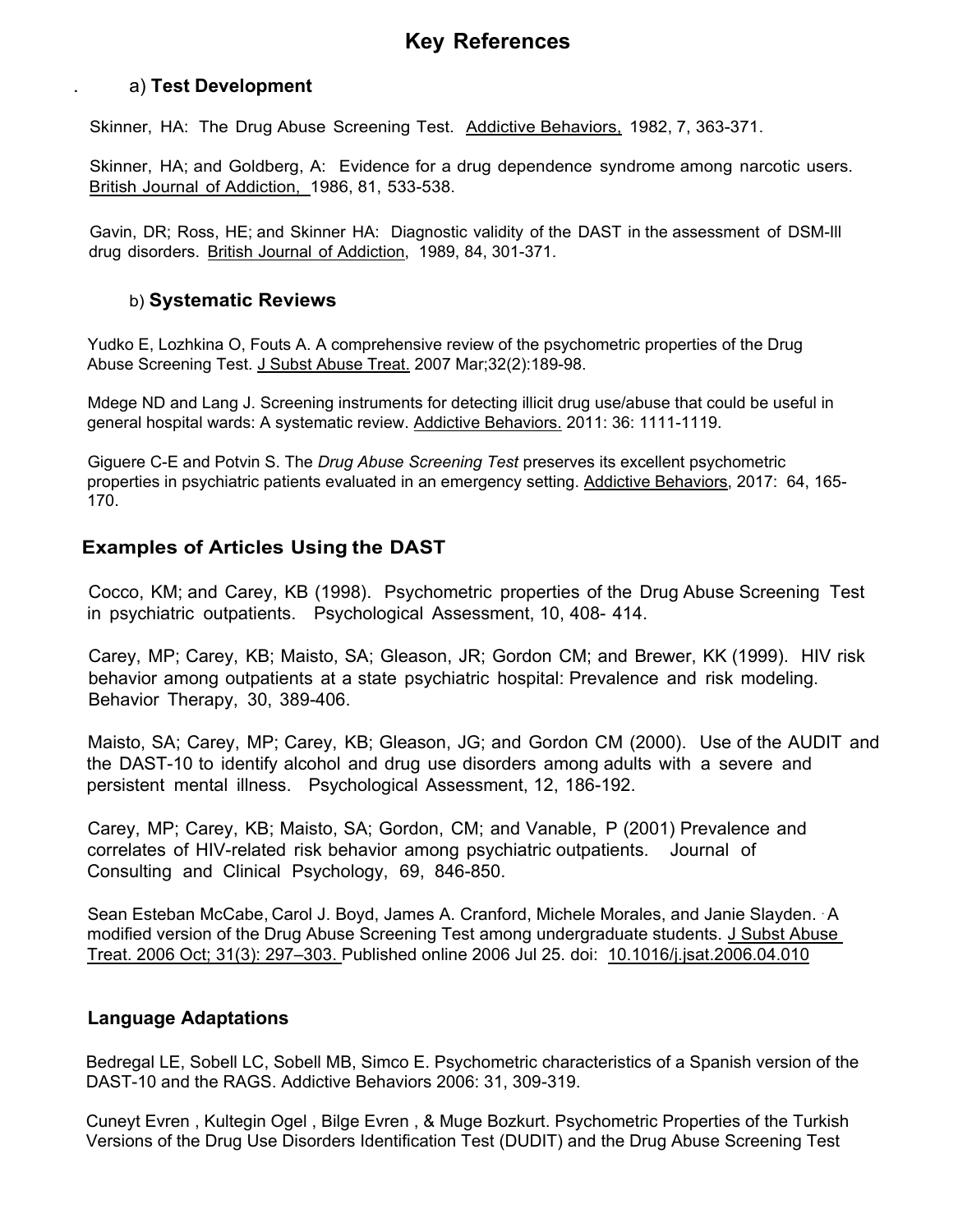# Key References

### a) Test Development

Skinner, HA: The Drug Abuse Screening Test. Addictive Behaviors, 1982, 7, 363-371.

Skinner, HA; and Goldberg, A: Evidence for a drug dependence syndrome among narcotic users. British Journal of Addiction, 1986, 81, 533-538.

Gavin, DR; Ross, HE; and Skinner HA: Diagnostic validity of the DAST in the assessment of DSM-III drug disorders. British Journal of Addiction, 1989, 84, 301-371.

### b) Systematic Reviews

Yudko E, Lozhkina O, Fouts A. A comprehensive review of the psychometric properties of the Drug Abuse Screening Test. J Subst Abuse Treat. 2007 Mar;32(2):189-98.

Mdege ND and Lang J. Screening instruments for detecting illicit drug use/abuse that could be useful in general hospital wards: A systematic review. Addictive Behaviors. 2011: 36: 1111-1119.

Giguere C-E and Potvin S. The *Drug Abuse Screening Test* preserves its excellent psychometric properties in psychiatric patients evaluated in an emergency setting. Addictive Behaviors, 2017: 64, 165-170.

## Examples of Articles Using the DAST

Cocco, KM; and Carey, KB (1998). Psychometric properties of the Drug Abuse Screening Test in psychiatric outpatients. Psychological Assessment, 10, 408- 414.

Carey, MP; Carey, KB; Maisto, SA; Gleason, JR; Gordon CM; and Brewer, KK (1999). HIV risk behavior among outpatients at a state psychiatric hospital: Prevalence and risk modeling. Behavior Therapy, 30, 389-406.

Maisto, SA; Carey, MP; Carey, KB; Gleason, JG; and Gordon CM (2000). Use of the AUDIT and the DAST-10 to identify alcohol and drug use disorders among adults with a severe and persistent mental illness. Psychological Assessment, 12, 186-192.

Carey, MP; Carey, KB; Maisto, SA; Gordon, CM; and Vanable, P (2001) Prevalence and correlates of HIV-related risk behavior among psychiatric outpatients. Journal of Consulting and Clinical Psychology, 69, 846-850.

Sean Esteban McCabe, Carol J. Boyd, James A. Cranford, Michele Morales, and Janie Slayden. A modified version of the Drug Abuse Screening Test among undergraduate students. J Subst Abuse Treat. 2006 Oct; 31(3): 297–303. Published online 2006 Jul 25. doi: 10.1016/j.jsat.2006.04.010

## Language Adaptations

Bedregal LE, Sobell LC, Sobell MB, Simco E. Psychometric characteristics of a Spanish version of the DAST-10 and the RAGS. Addictive Behaviors 2006: 31, 309-319.

Cuneyt Evren , Kultegin Ogel , Bilge Evren , & Muge Bozkurt. Psychometric Properties of the Turkish Versions of the Drug Use Disorders Identification Test (DUDIT) and the Drug Abuse Screening Test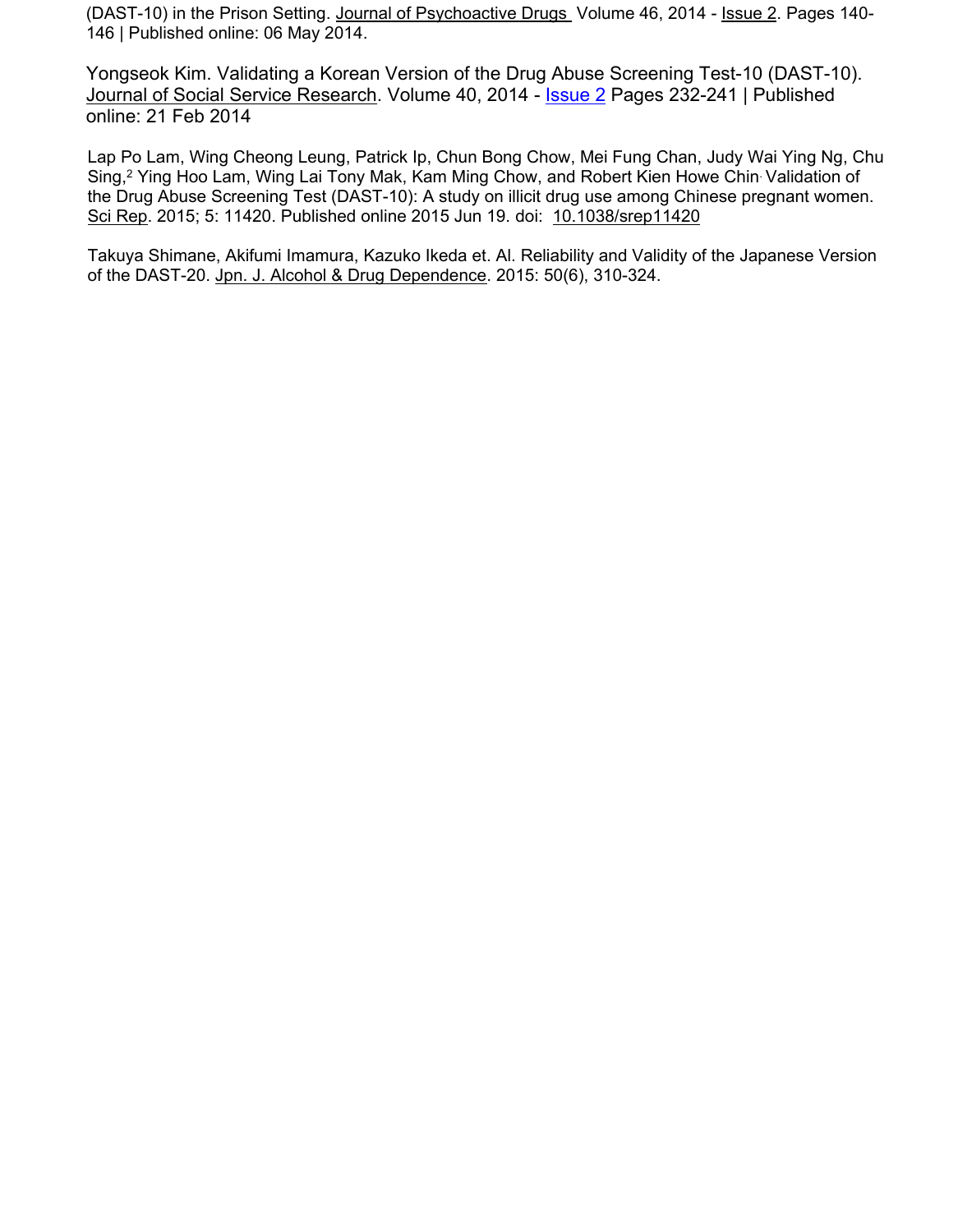(DAST-10) in the Prison Setting. Journal of Psychoactive Drugs Volume 46, 2014 - Issue 2. Pages 140-146 | Published online: 06 May 2014.

Yongseok Kim. Validating a Korean Version of the Drug Abuse Screening Test-10 (DAST-10). Journal of Social Service Research. Volume 40, 2014 - Issue 2 Pages 232-241 | Published online: 21 Feb 2014

Lap Po Lam, Wing Cheong Leung, Patrick Ip, Chun Bong Chow, Mei Fung Chan, Judy Wai Ying Ng, Chu Sing,[2] Ying Hoo Lam, Wing Lai Tony Mak, Kam Ming Chow, and Robert Kien Howe Chin. Validation of the Drug Abuse Screening Test (DAST-10): A study on illicit drug use among Chinese pregnant women. Sci Rep. 2015; 5: 11420. Published online 2015 Jun 19. doi: 10.1038/srep11420

Takuya Shimane, Akifumi Imamura, Kazuko Ikeda et. Al. Reliability and Validity of the Japanese Version of the DAST-20. Jpn. J. Alcohol & Drug Dependence. 2015: 50(6), 310-324.